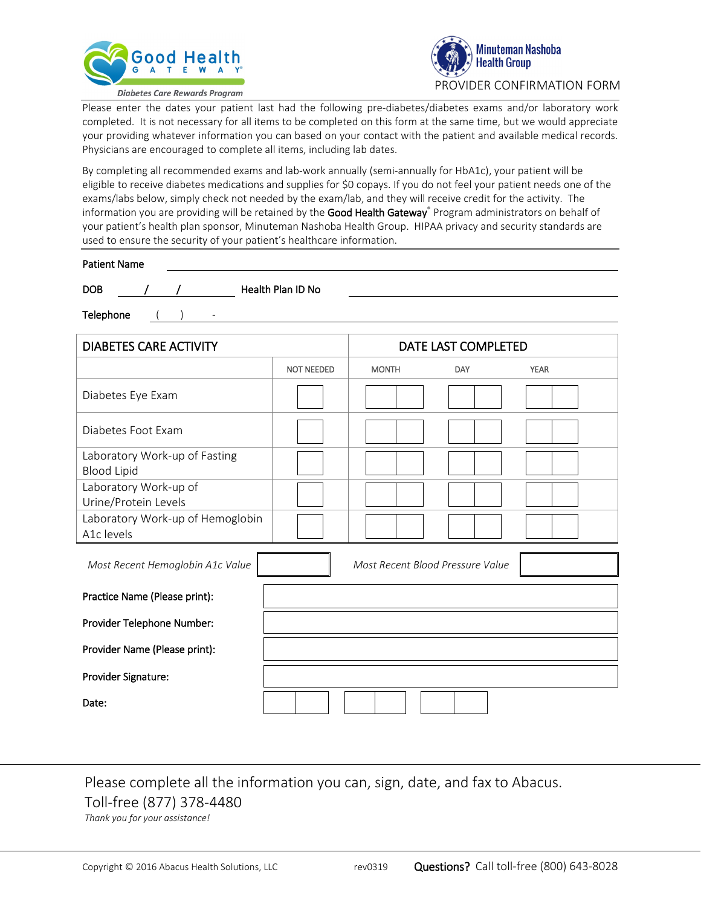Good Health GATEWAY®

*Diabetes Care Rewards Program*

Minuteman Nashoba Health Group

PROVIDER CONFIRMATION FORM

Please enter the dates your patient last had the following pre-diabetes/diabetes exams and/or laboratory work completed. It is not necessary for all items to be completed on this form at the same time, but we would appreciate your providing whatever information you can based on your contact with the patient and available medical records. Physicians are encouraged to complete all items, including lab dates.

By completing all recommended exams and lab-work annually (semi-annually for HbA1c), your patient will be eligible to receive diabetes medications and supplies for $0 copays. If you do not feel your patient needs one of the exams/labs below, simply check not needed by the exam/lab, and they will receive credit for the activity. The information you are providing will be retained by the **Good Health Gateway®** Program administrators on behalf of your patient's health plan sponsor, Minuteman Nashoba Health Group. HIPAA privacy and security standards are used to ensure the security of your patient's healthcare information.

**Patient Name** ______________________________

**DOB** ____/____/________ **Health Plan ID No** ______________________________

**Telephone** (    )    -    ______________________________

| DIABETES CARE ACTIVITY | | DATE LAST COMPLETED | | |
|---|---|---|---|---|
| | NOT NEEDED | MONTH | DAY | YEAR |
| Diabetes Eye Exam | ☐ | ☐☐ | ☐☐ | ☐☐ |
| Diabetes Foot Exam | ☐ | ☐☐ | ☐☐ | ☐☐ |
| Laboratory Work-up of Fasting Blood Lipid | ☐ | ☐☐ | ☐☐ | ☐☐ |
| Laboratory Work-up of Urine/Protein Levels | ☐ | ☐☐ | ☐☐ | ☐☐ |
| Laboratory Work-up of Hemoglobin A1c levels | ☐ | ☐☐ | ☐☐ | ☐☐ |

*Most Recent Hemoglobin A1c Value* ☐ *Most Recent Blood Pressure Value* ☐

**Practice Name (Please print):** ______________________________

**Provider Telephone Number:** ______________________________

**Provider Name (Please print):** ______________________________

**Provider Signature:** ______________________________

**Date:** ☐☐ ☐☐ ☐☐

Please complete all the information you can, sign, date, and fax to Abacus.
Toll-free (877) 378-4480

*Thank you for your assistance!*

Copyright © 2016 Abacus Health Solutions, LLC rev0319 **Questions?** Call toll-free (800) 643-8028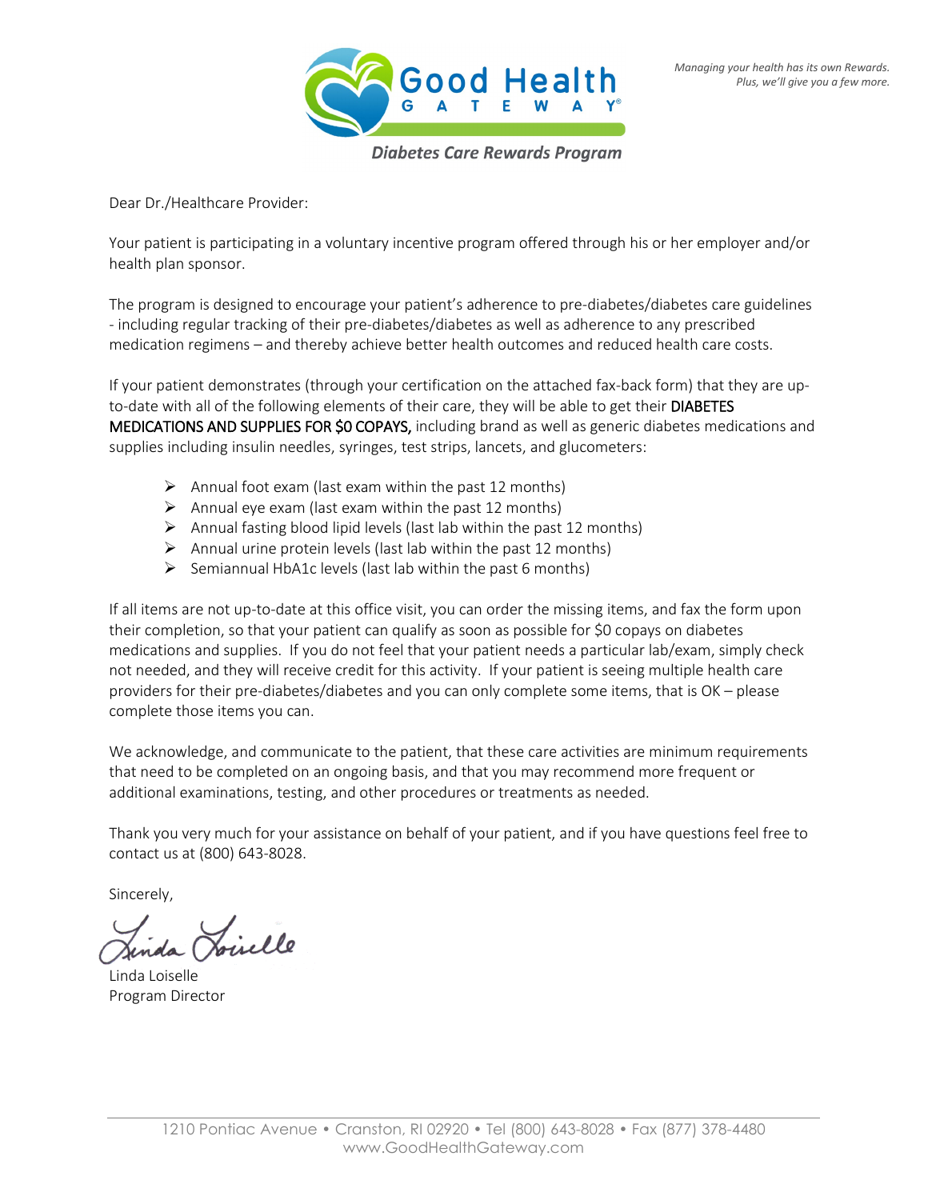Good Health GATEWAY®

**Diabetes Care Rewards Program**

*Managing your health has its own Rewards. Plus, we'll give you a few more.*

Dear Dr./Healthcare Provider:

Your patient is participating in a voluntary incentive program offered through his or her employer and/or health plan sponsor.

The program is designed to encourage your patient's adherence to pre-diabetes/diabetes care guidelines - including regular tracking of their pre-diabetes/diabetes as well as adherence to any prescribed medication regimens – and thereby achieve better health outcomes and reduced health care costs.

If your patient demonstrates (through your certification on the attached fax-back form) that they are up-to-date with all of the following elements of their care, they will be able to get their DIABETES MEDICATIONS AND SUPPLIES FOR $0 COPAYS, including brand as well as generic diabetes medications and supplies including insulin needles, syringes, test strips, lancets, and glucometers:

- Annual foot exam (last exam within the past 12 months)
- Annual eye exam (last exam within the past 12 months)
- Annual fasting blood lipid levels (last lab within the past 12 months)
- Annual urine protein levels (last lab within the past 12 months)
- Semiannual HbA1c levels (last lab within the past 6 months)

If all items are not up-to-date at this office visit, you can order the missing items, and fax the form upon their completion, so that your patient can qualify as soon as possible for $0 copays on diabetes medications and supplies. If you do not feel that your patient needs a particular lab/exam, simply check not needed, and they will receive credit for this activity. If your patient is seeing multiple health care providers for their pre-diabetes/diabetes and you can only complete some items, that is OK – please complete those items you can.

We acknowledge, and communicate to the patient, that these care activities are minimum requirements that need to be completed on an ongoing basis, and that you may recommend more frequent or additional examinations, testing, and other procedures or treatments as needed.

Thank you very much for your assistance on behalf of your patient, and if you have questions feel free to contact us at (800) 643-8028.

Sincerely,

Linda Loiselle

Linda Loiselle
Program Director

1210 Pontiac Avenue • Cranston, RI 02920 • Tel (800) 643-8028 • Fax (877) 378-4480
www.GoodHealthGateway.com